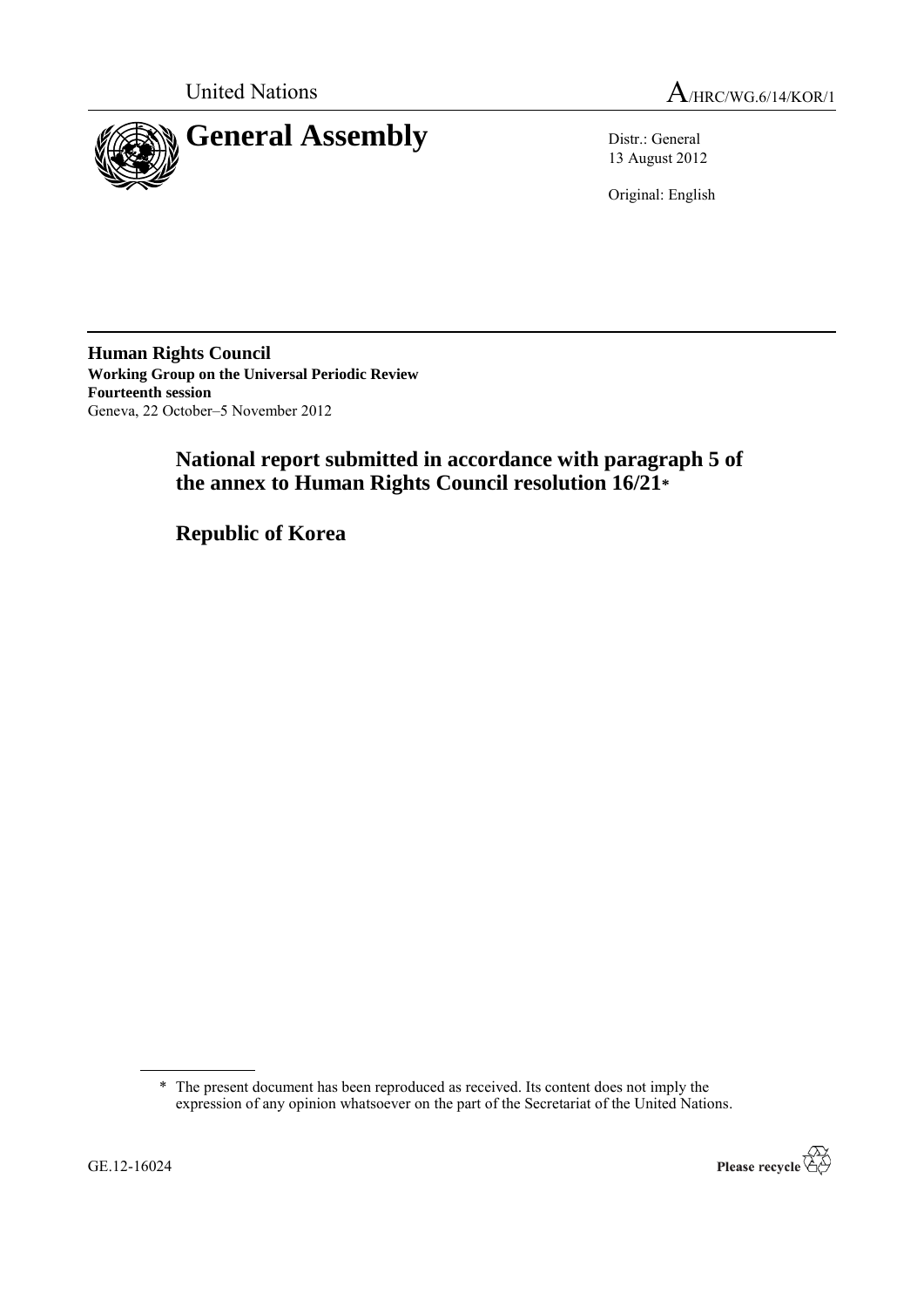United Nations

A/HRC/WG.6/14/KOR/1

# General Assembly

Distr.: General
13 August 2012

Original: English

**Human Rights Council**
**Working Group on the Universal Periodic Review**
**Fourteenth session**
Geneva, 22 October–5 November 2012

## National report submitted in accordance with paragraph 5 of the annex to Human Rights Council resolution 16/21*

## Republic of Korea

\* The present document has been reproduced as received. Its content does not imply the expression of any opinion whatsoever on the part of the Secretariat of the United Nations.

GE.12-16024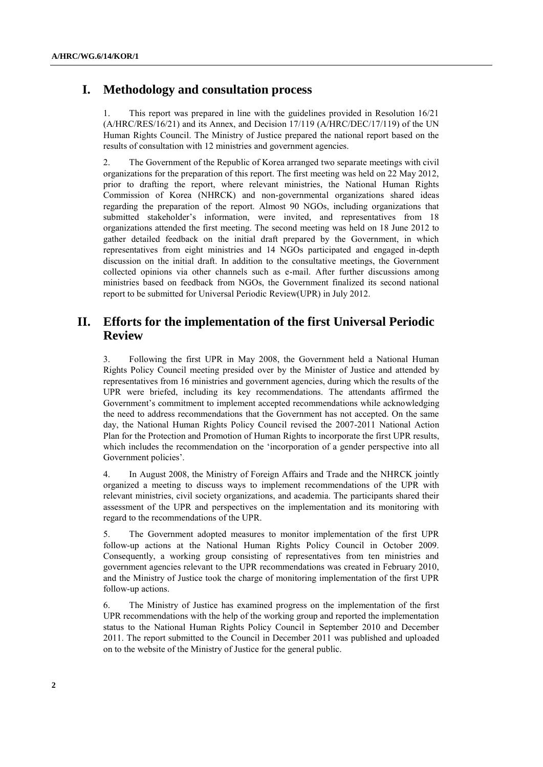## I. Methodology and consultation process

1. This report was prepared in line with the guidelines provided in Resolution 16/21 (A/HRC/RES/16/21) and its Annex, and Decision 17/119 (A/HRC/DEC/17/119) of the UN Human Rights Council. The Ministry of Justice prepared the national report based on the results of consultation with 12 ministries and government agencies.

2. The Government of the Republic of Korea arranged two separate meetings with civil organizations for the preparation of this report. The first meeting was held on 22 May 2012, prior to drafting the report, where relevant ministries, the National Human Rights Commission of Korea (NHRCK) and non-governmental organizations shared ideas regarding the preparation of the report. Almost 90 NGOs, including organizations that submitted stakeholder's information, were invited, and representatives from 18 organizations attended the first meeting. The second meeting was held on 18 June 2012 to gather detailed feedback on the initial draft prepared by the Government, in which representatives from eight ministries and 14 NGOs participated and engaged in-depth discussion on the initial draft. In addition to the consultative meetings, the Government collected opinions via other channels such as e-mail. After further discussions among ministries based on feedback from NGOs, the Government finalized its second national report to be submitted for Universal Periodic Review(UPR) in July 2012.

## II. Efforts for the implementation of the first Universal Periodic Review

3. Following the first UPR in May 2008, the Government held a National Human Rights Policy Council meeting presided over by the Minister of Justice and attended by representatives from 16 ministries and government agencies, during which the results of the UPR were briefed, including its key recommendations. The attendants affirmed the Government's commitment to implement accepted recommendations while acknowledging the need to address recommendations that the Government has not accepted. On the same day, the National Human Rights Policy Council revised the 2007-2011 National Action Plan for the Protection and Promotion of Human Rights to incorporate the first UPR results, which includes the recommendation on the 'incorporation of a gender perspective into all Government policies'.

4. In August 2008, the Ministry of Foreign Affairs and Trade and the NHRCK jointly organized a meeting to discuss ways to implement recommendations of the UPR with relevant ministries, civil society organizations, and academia. The participants shared their assessment of the UPR and perspectives on the implementation and its monitoring with regard to the recommendations of the UPR.

5. The Government adopted measures to monitor implementation of the first UPR follow-up actions at the National Human Rights Policy Council in October 2009. Consequently, a working group consisting of representatives from ten ministries and government agencies relevant to the UPR recommendations was created in February 2010, and the Ministry of Justice took the charge of monitoring implementation of the first UPR follow-up actions.

6. The Ministry of Justice has examined progress on the implementation of the first UPR recommendations with the help of the working group and reported the implementation status to the National Human Rights Policy Council in September 2010 and December 2011. The report submitted to the Council in December 2011 was published and uploaded on to the website of the Ministry of Justice for the general public.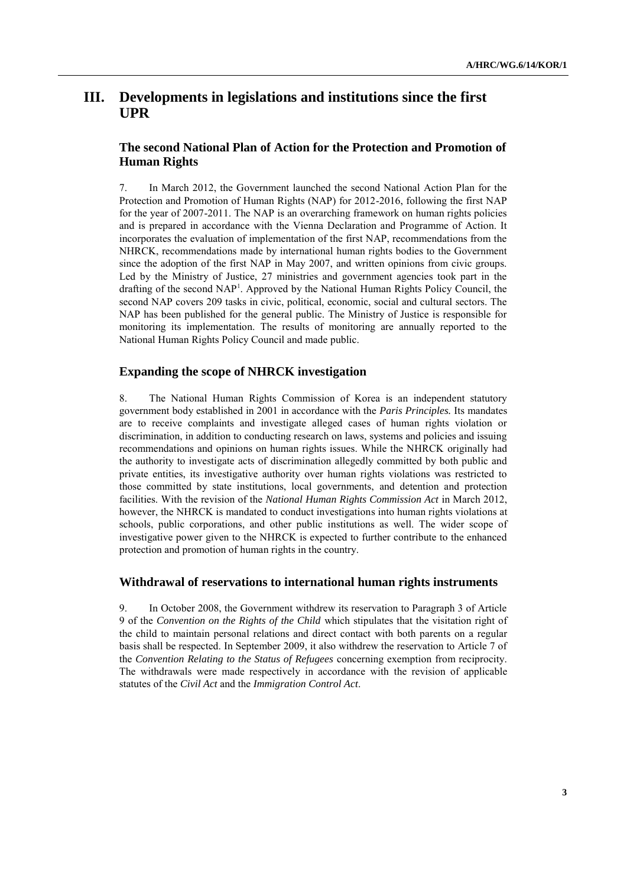# III. Developments in legislations and institutions since the first UPR

## The second National Plan of Action for the Protection and Promotion of Human Rights

7. In March 2012, the Government launched the second National Action Plan for the Protection and Promotion of Human Rights (NAP) for 2012-2016, following the first NAP for the year of 2007-2011. The NAP is an overarching framework on human rights policies and is prepared in accordance with the Vienna Declaration and Programme of Action. It incorporates the evaluation of implementation of the first NAP, recommendations from the NHRCK, recommendations made by international human rights bodies to the Government since the adoption of the first NAP in May 2007, and written opinions from civic groups. Led by the Ministry of Justice, 27 ministries and government agencies took part in the drafting of the second NAP[1]. Approved by the National Human Rights Policy Council, the second NAP covers 209 tasks in civic, political, economic, social and cultural sectors. The NAP has been published for the general public. The Ministry of Justice is responsible for monitoring its implementation. The results of monitoring are annually reported to the National Human Rights Policy Council and made public.

## Expanding the scope of NHRCK investigation

8. The National Human Rights Commission of Korea is an independent statutory government body established in 2001 in accordance with the *Paris Principles.* Its mandates are to receive complaints and investigate alleged cases of human rights violation or discrimination, in addition to conducting research on laws, systems and policies and issuing recommendations and opinions on human rights issues. While the NHRCK originally had the authority to investigate acts of discrimination allegedly committed by both public and private entities, its investigative authority over human rights violations was restricted to those committed by state institutions, local governments, and detention and protection facilities. With the revision of the *National Human Rights Commission Act* in March 2012, however, the NHRCK is mandated to conduct investigations into human rights violations at schools, public corporations, and other public institutions as well. The wider scope of investigative power given to the NHRCK is expected to further contribute to the enhanced protection and promotion of human rights in the country.

## Withdrawal of reservations to international human rights instruments

9. In October 2008, the Government withdrew its reservation to Paragraph 3 of Article 9 of the *Convention on the Rights of the Child* which stipulates that the visitation right of the child to maintain personal relations and direct contact with both parents on a regular basis shall be respected. In September 2009, it also withdrew the reservation to Article 7 of the *Convention Relating to the Status of Refugees* concerning exemption from reciprocity. The withdrawals were made respectively in accordance with the revision of applicable statutes of the *Civil Act* and the *Immigration Control Act*.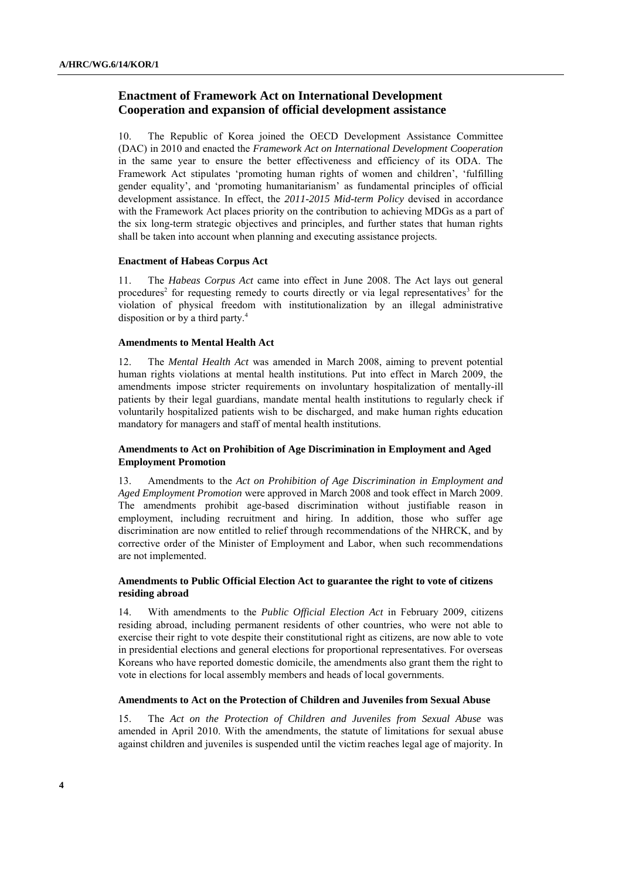## Enactment of Framework Act on International Development Cooperation and expansion of official development assistance

10. The Republic of Korea joined the OECD Development Assistance Committee (DAC) in 2010 and enacted the *Framework Act on International Development Cooperation* in the same year to ensure the better effectiveness and efficiency of its ODA. The Framework Act stipulates 'promoting human rights of women and children', 'fulfilling gender equality', and 'promoting humanitarianism' as fundamental principles of official development assistance. In effect, the *2011-2015 Mid-term Policy* devised in accordance with the Framework Act places priority on the contribution to achieving MDGs as a part of the six long-term strategic objectives and principles, and further states that human rights shall be taken into account when planning and executing assistance projects.

### Enactment of Habeas Corpus Act

11. The *Habeas Corpus Act* came into effect in June 2008. The Act lays out general procedures[2] for requesting remedy to courts directly or via legal representatives[3] for the violation of physical freedom with institutionalization by an illegal administrative disposition or by a third party.[4]

### Amendments to Mental Health Act

12. The *Mental Health Act* was amended in March 2008, aiming to prevent potential human rights violations at mental health institutions. Put into effect in March 2009, the amendments impose stricter requirements on involuntary hospitalization of mentally-ill patients by their legal guardians, mandate mental health institutions to regularly check if voluntarily hospitalized patients wish to be discharged, and make human rights education mandatory for managers and staff of mental health institutions.

### Amendments to Act on Prohibition of Age Discrimination in Employment and Aged Employment Promotion

13. Amendments to the *Act on Prohibition of Age Discrimination in Employment and Aged Employment Promotion* were approved in March 2008 and took effect in March 2009. The amendments prohibit age-based discrimination without justifiable reason in employment, including recruitment and hiring. In addition, those who suffer age discrimination are now entitled to relief through recommendations of the NHRCK, and by corrective order of the Minister of Employment and Labor, when such recommendations are not implemented.

### Amendments to Public Official Election Act to guarantee the right to vote of citizens residing abroad

14. With amendments to the *Public Official Election Act* in February 2009, citizens residing abroad, including permanent residents of other countries, who were not able to exercise their right to vote despite their constitutional right as citizens, are now able to vote in presidential elections and general elections for proportional representatives. For overseas Koreans who have reported domestic domicile, the amendments also grant them the right to vote in elections for local assembly members and heads of local governments.

### Amendments to Act on the Protection of Children and Juveniles from Sexual Abuse

15. The *Act on the Protection of Children and Juveniles from Sexual Abuse* was amended in April 2010. With the amendments, the statute of limitations for sexual abuse against children and juveniles is suspended until the victim reaches legal age of majority. In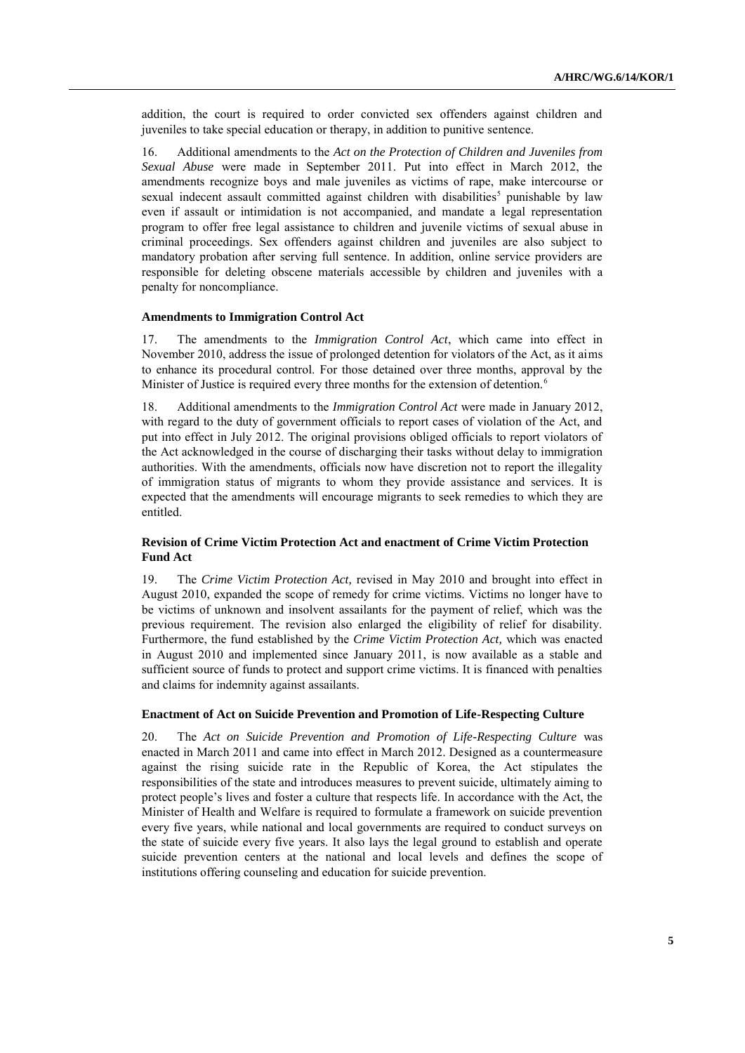addition, the court is required to order convicted sex offenders against children and juveniles to take special education or therapy, in addition to punitive sentence.

16. Additional amendments to the *Act on the Protection of Children and Juveniles from Sexual Abuse* were made in September 2011. Put into effect in March 2012, the amendments recognize boys and male juveniles as victims of rape, make intercourse or sexual indecent assault committed against children with disabilities[5] punishable by law even if assault or intimidation is not accompanied, and mandate a legal representation program to offer free legal assistance to children and juvenile victims of sexual abuse in criminal proceedings. Sex offenders against children and juveniles are also subject to mandatory probation after serving full sentence. In addition, online service providers are responsible for deleting obscene materials accessible by children and juveniles with a penalty for noncompliance.

#### Amendments to Immigration Control Act

17. The amendments to the *Immigration Control Act*, which came into effect in November 2010, address the issue of prolonged detention for violators of the Act, as it aims to enhance its procedural control. For those detained over three months, approval by the Minister of Justice is required every three months for the extension of detention.[6]

18. Additional amendments to the *Immigration Control Act* were made in January 2012, with regard to the duty of government officials to report cases of violation of the Act, and put into effect in July 2012. The original provisions obliged officials to report violators of the Act acknowledged in the course of discharging their tasks without delay to immigration authorities. With the amendments, officials now have discretion not to report the illegality of immigration status of migrants to whom they provide assistance and services. It is expected that the amendments will encourage migrants to seek remedies to which they are entitled.

#### Revision of Crime Victim Protection Act and enactment of Crime Victim Protection Fund Act

19. The *Crime Victim Protection Act,* revised in May 2010 and brought into effect in August 2010, expanded the scope of remedy for crime victims. Victims no longer have to be victims of unknown and insolvent assailants for the payment of relief, which was the previous requirement. The revision also enlarged the eligibility of relief for disability. Furthermore, the fund established by the *Crime Victim Protection Act,* which was enacted in August 2010 and implemented since January 2011, is now available as a stable and sufficient source of funds to protect and support crime victims. It is financed with penalties and claims for indemnity against assailants.

#### Enactment of Act on Suicide Prevention and Promotion of Life-Respecting Culture

20. The *Act on Suicide Prevention and Promotion of Life-Respecting Culture* was enacted in March 2011 and came into effect in March 2012. Designed as a countermeasure against the rising suicide rate in the Republic of Korea, the Act stipulates the responsibilities of the state and introduces measures to prevent suicide, ultimately aiming to protect people's lives and foster a culture that respects life. In accordance with the Act, the Minister of Health and Welfare is required to formulate a framework on suicide prevention every five years, while national and local governments are required to conduct surveys on the state of suicide every five years. It also lays the legal ground to establish and operate suicide prevention centers at the national and local levels and defines the scope of institutions offering counseling and education for suicide prevention.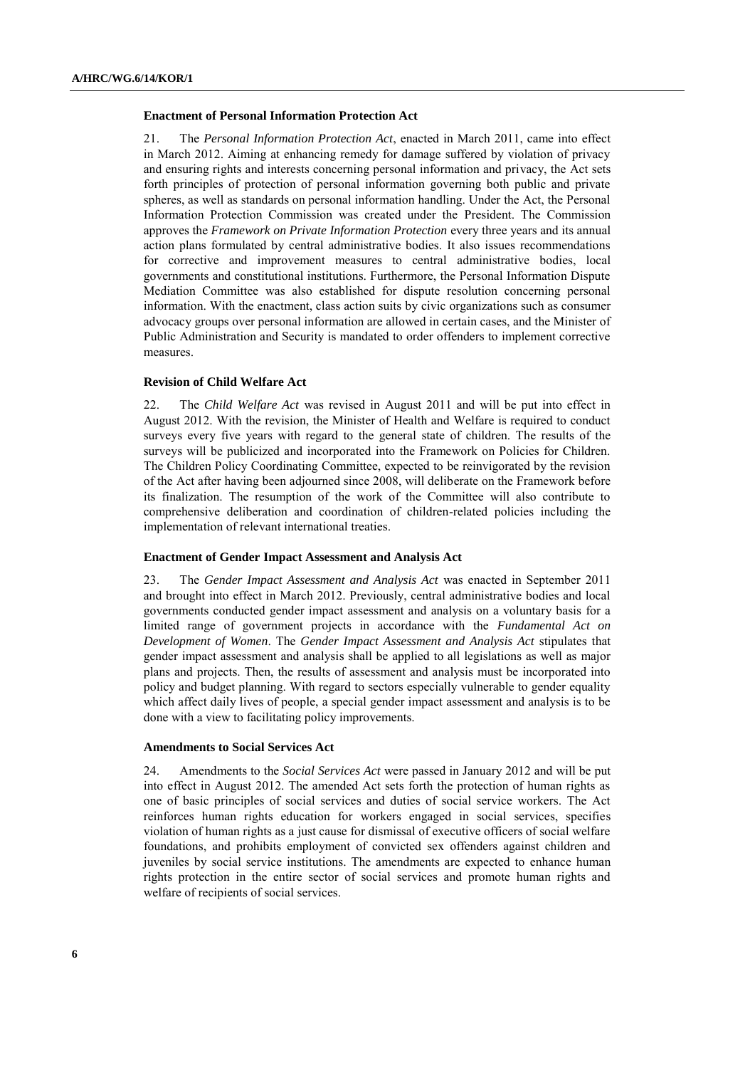### Enactment of Personal Information Protection Act

21. The *Personal Information Protection Act*, enacted in March 2011, came into effect in March 2012. Aiming at enhancing remedy for damage suffered by violation of privacy and ensuring rights and interests concerning personal information and privacy, the Act sets forth principles of protection of personal information governing both public and private spheres, as well as standards on personal information handling. Under the Act, the Personal Information Protection Commission was created under the President. The Commission approves the *Framework on Private Information Protection* every three years and its annual action plans formulated by central administrative bodies. It also issues recommendations for corrective and improvement measures to central administrative bodies, local governments and constitutional institutions. Furthermore, the Personal Information Dispute Mediation Committee was also established for dispute resolution concerning personal information. With the enactment, class action suits by civic organizations such as consumer advocacy groups over personal information are allowed in certain cases, and the Minister of Public Administration and Security is mandated to order offenders to implement corrective measures.

### Revision of Child Welfare Act

22. The *Child Welfare Act* was revised in August 2011 and will be put into effect in August 2012. With the revision, the Minister of Health and Welfare is required to conduct surveys every five years with regard to the general state of children. The results of the surveys will be publicized and incorporated into the Framework on Policies for Children. The Children Policy Coordinating Committee, expected to be reinvigorated by the revision of the Act after having been adjourned since 2008, will deliberate on the Framework before its finalization. The resumption of the work of the Committee will also contribute to comprehensive deliberation and coordination of children-related policies including the implementation of relevant international treaties.

### Enactment of Gender Impact Assessment and Analysis Act

23. The *Gender Impact Assessment and Analysis Act* was enacted in September 2011 and brought into effect in March 2012. Previously, central administrative bodies and local governments conducted gender impact assessment and analysis on a voluntary basis for a limited range of government projects in accordance with the *Fundamental Act on Development of Women*. The *Gender Impact Assessment and Analysis Act* stipulates that gender impact assessment and analysis shall be applied to all legislations as well as major plans and projects. Then, the results of assessment and analysis must be incorporated into policy and budget planning. With regard to sectors especially vulnerable to gender equality which affect daily lives of people, a special gender impact assessment and analysis is to be done with a view to facilitating policy improvements.

### Amendments to Social Services Act

24. Amendments to the *Social Services Act* were passed in January 2012 and will be put into effect in August 2012. The amended Act sets forth the protection of human rights as one of basic principles of social services and duties of social service workers. The Act reinforces human rights education for workers engaged in social services, specifies violation of human rights as a just cause for dismissal of executive officers of social welfare foundations, and prohibits employment of convicted sex offenders against children and juveniles by social service institutions. The amendments are expected to enhance human rights protection in the entire sector of social services and promote human rights and welfare of recipients of social services.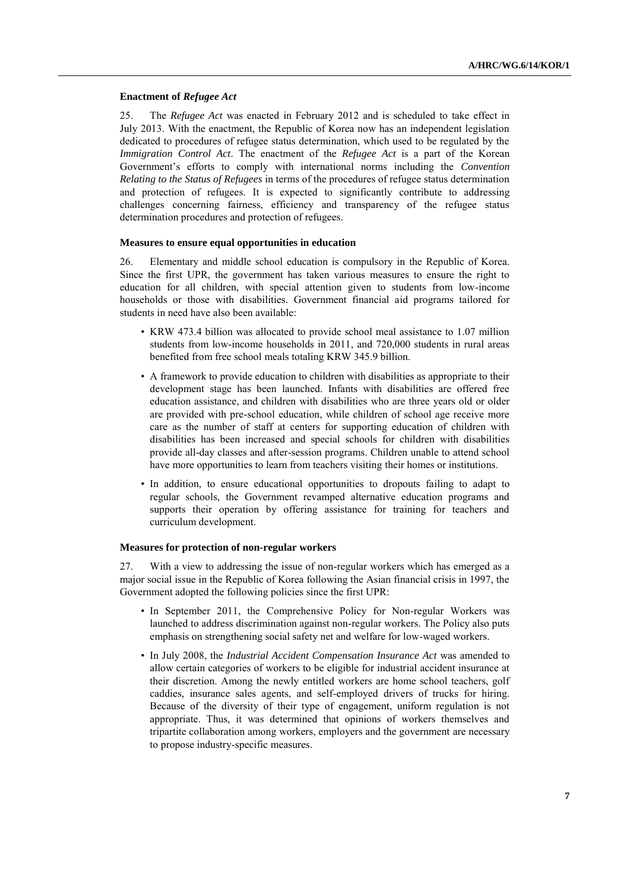### Enactment of *Refugee Act*

25. The *Refugee Act* was enacted in February 2012 and is scheduled to take effect in July 2013. With the enactment, the Republic of Korea now has an independent legislation dedicated to procedures of refugee status determination, which used to be regulated by the *Immigration Control Act*. The enactment of the *Refugee Act* is a part of the Korean Government's efforts to comply with international norms including the *Convention Relating to the Status of Refugees* in terms of the procedures of refugee status determination and protection of refugees. It is expected to significantly contribute to addressing challenges concerning fairness, efficiency and transparency of the refugee status determination procedures and protection of refugees.

### Measures to ensure equal opportunities in education

26. Elementary and middle school education is compulsory in the Republic of Korea. Since the first UPR, the government has taken various measures to ensure the right to education for all children, with special attention given to students from low-income households or those with disabilities. Government financial aid programs tailored for students in need have also been available:

- KRW 473.4 billion was allocated to provide school meal assistance to 1.07 million students from low-income households in 2011, and 720,000 students in rural areas benefited from free school meals totaling KRW 345.9 billion.
- A framework to provide education to children with disabilities as appropriate to their development stage has been launched. Infants with disabilities are offered free education assistance, and children with disabilities who are three years old or older are provided with pre-school education, while children of school age receive more care as the number of staff at centers for supporting education of children with disabilities has been increased and special schools for children with disabilities provide all-day classes and after-session programs. Children unable to attend school have more opportunities to learn from teachers visiting their homes or institutions.
- In addition, to ensure educational opportunities to dropouts failing to adapt to regular schools, the Government revamped alternative education programs and supports their operation by offering assistance for training for teachers and curriculum development.

### Measures for protection of non-regular workers

27. With a view to addressing the issue of non-regular workers which has emerged as a major social issue in the Republic of Korea following the Asian financial crisis in 1997, the Government adopted the following policies since the first UPR:

- In September 2011, the Comprehensive Policy for Non-regular Workers was launched to address discrimination against non-regular workers. The Policy also puts emphasis on strengthening social safety net and welfare for low-waged workers.
- In July 2008, the *Industrial Accident Compensation Insurance Act* was amended to allow certain categories of workers to be eligible for industrial accident insurance at their discretion. Among the newly entitled workers are home school teachers, golf caddies, insurance sales agents, and self-employed drivers of trucks for hiring. Because of the diversity of their type of engagement, uniform regulation is not appropriate. Thus, it was determined that opinions of workers themselves and tripartite collaboration among workers, employers and the government are necessary to propose industry-specific measures.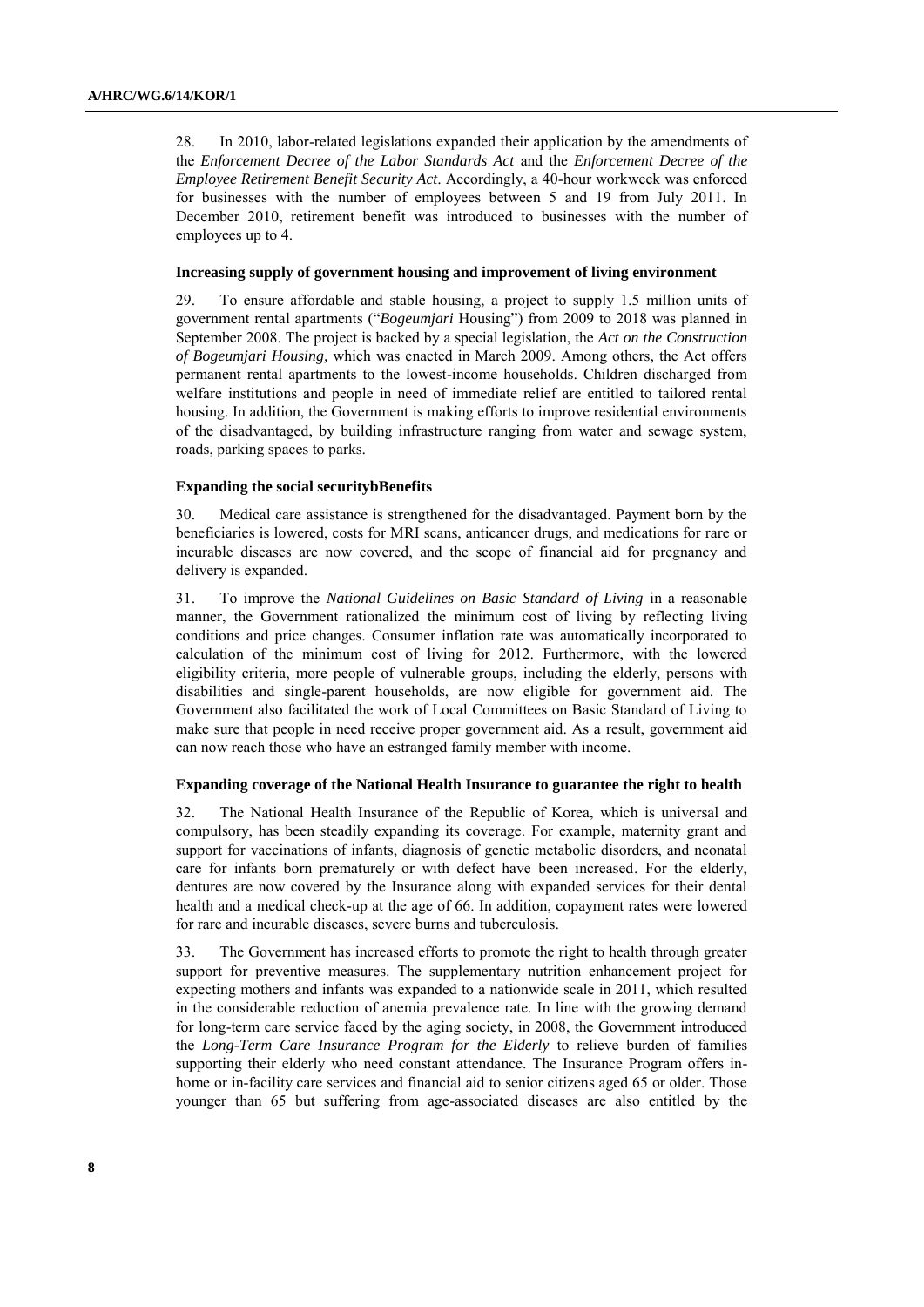28. In 2010, labor-related legislations expanded their application by the amendments of the *Enforcement Decree of the Labor Standards Act* and the *Enforcement Decree of the Employee Retirement Benefit Security Act*. Accordingly, a 40-hour workweek was enforced for businesses with the number of employees between 5 and 19 from July 2011. In December 2010, retirement benefit was introduced to businesses with the number of employees up to 4.

#### Increasing supply of government housing and improvement of living environment

29. To ensure affordable and stable housing, a project to supply 1.5 million units of government rental apartments ("*Bogeumjari* Housing") from 2009 to 2018 was planned in September 2008. The project is backed by a special legislation, the *Act on the Construction of Bogeumjari Housing,* which was enacted in March 2009. Among others, the Act offers permanent rental apartments to the lowest-income households. Children discharged from welfare institutions and people in need of immediate relief are entitled to tailored rental housing. In addition, the Government is making efforts to improve residential environments of the disadvantaged, by building infrastructure ranging from water and sewage system, roads, parking spaces to parks.

#### Expanding the social securitybBenefits

30. Medical care assistance is strengthened for the disadvantaged. Payment born by the beneficiaries is lowered, costs for MRI scans, anticancer drugs, and medications for rare or incurable diseases are now covered, and the scope of financial aid for pregnancy and delivery is expanded.

31. To improve the *National Guidelines on Basic Standard of Living* in a reasonable manner, the Government rationalized the minimum cost of living by reflecting living conditions and price changes. Consumer inflation rate was automatically incorporated to calculation of the minimum cost of living for 2012. Furthermore, with the lowered eligibility criteria, more people of vulnerable groups, including the elderly, persons with disabilities and single-parent households, are now eligible for government aid. The Government also facilitated the work of Local Committees on Basic Standard of Living to make sure that people in need receive proper government aid. As a result, government aid can now reach those who have an estranged family member with income.

#### Expanding coverage of the National Health Insurance to guarantee the right to health

32. The National Health Insurance of the Republic of Korea, which is universal and compulsory, has been steadily expanding its coverage. For example, maternity grant and support for vaccinations of infants, diagnosis of genetic metabolic disorders, and neonatal care for infants born prematurely or with defect have been increased. For the elderly, dentures are now covered by the Insurance along with expanded services for their dental health and a medical check-up at the age of 66. In addition, copayment rates were lowered for rare and incurable diseases, severe burns and tuberculosis.

33. The Government has increased efforts to promote the right to health through greater support for preventive measures. The supplementary nutrition enhancement project for expecting mothers and infants was expanded to a nationwide scale in 2011, which resulted in the considerable reduction of anemia prevalence rate. In line with the growing demand for long-term care service faced by the aging society, in 2008, the Government introduced the *Long-Term Care Insurance Program for the Elderly* to relieve burden of families supporting their elderly who need constant attendance. The Insurance Program offers in-home or in-facility care services and financial aid to senior citizens aged 65 or older. Those younger than 65 but suffering from age-associated diseases are also entitled by the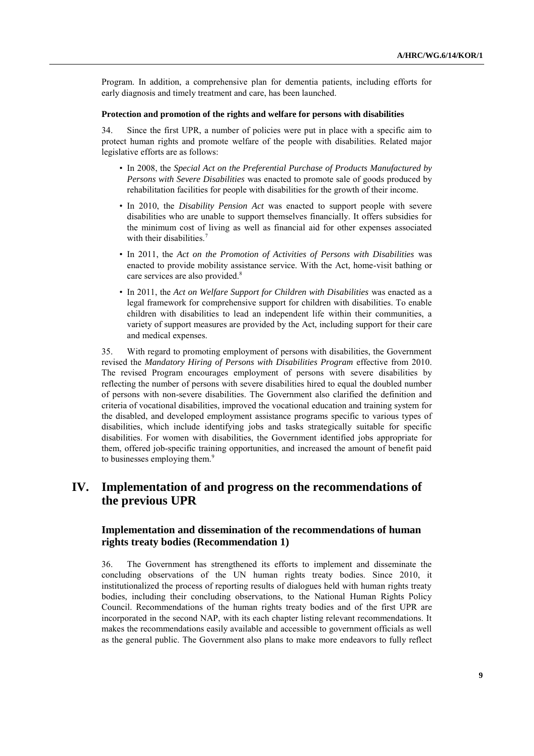Program. In addition, a comprehensive plan for dementia patients, including efforts for early diagnosis and timely treatment and care, has been launched.

**Protection and promotion of the rights and welfare for persons with disabilities**

34. Since the first UPR, a number of policies were put in place with a specific aim to protect human rights and promote welfare of the people with disabilities. Related major legislative efforts are as follows:

- In 2008, the *Special Act on the Preferential Purchase of Products Manufactured by Persons with Severe Disabilities* was enacted to promote sale of goods produced by rehabilitation facilities for people with disabilities for the growth of their income.
- In 2010, the *Disability Pension Act* was enacted to support people with severe disabilities who are unable to support themselves financially. It offers subsidies for the minimum cost of living as well as financial aid for other expenses associated with their disabilities.[7]
- In 2011, the *Act on the Promotion of Activities of Persons with Disabilities* was enacted to provide mobility assistance service. With the Act, home-visit bathing or care services are also provided.[8]
- In 2011, the *Act on Welfare Support for Children with Disabilities* was enacted as a legal framework for comprehensive support for children with disabilities. To enable children with disabilities to lead an independent life within their communities, a variety of support measures are provided by the Act, including support for their care and medical expenses.

35. With regard to promoting employment of persons with disabilities, the Government revised the *Mandatory Hiring of Persons with Disabilities Program* effective from 2010. The revised Program encourages employment of persons with severe disabilities by reflecting the number of persons with severe disabilities hired to equal the doubled number of persons with non-severe disabilities. The Government also clarified the definition and criteria of vocational disabilities, improved the vocational education and training system for the disabled, and developed employment assistance programs specific to various types of disabilities, which include identifying jobs and tasks strategically suitable for specific disabilities. For women with disabilities, the Government identified jobs appropriate for them, offered job-specific training opportunities, and increased the amount of benefit paid to businesses employing them.[9]

# IV. Implementation of and progress on the recommendations of the previous UPR

## Implementation and dissemination of the recommendations of human rights treaty bodies (Recommendation 1)

36. The Government has strengthened its efforts to implement and disseminate the concluding observations of the UN human rights treaty bodies. Since 2010, it institutionalized the process of reporting results of dialogues held with human rights treaty bodies, including their concluding observations, to the National Human Rights Policy Council. Recommendations of the human rights treaty bodies and of the first UPR are incorporated in the second NAP, with its each chapter listing relevant recommendations. It makes the recommendations easily available and accessible to government officials as well as the general public. The Government also plans to make more endeavors to fully reflect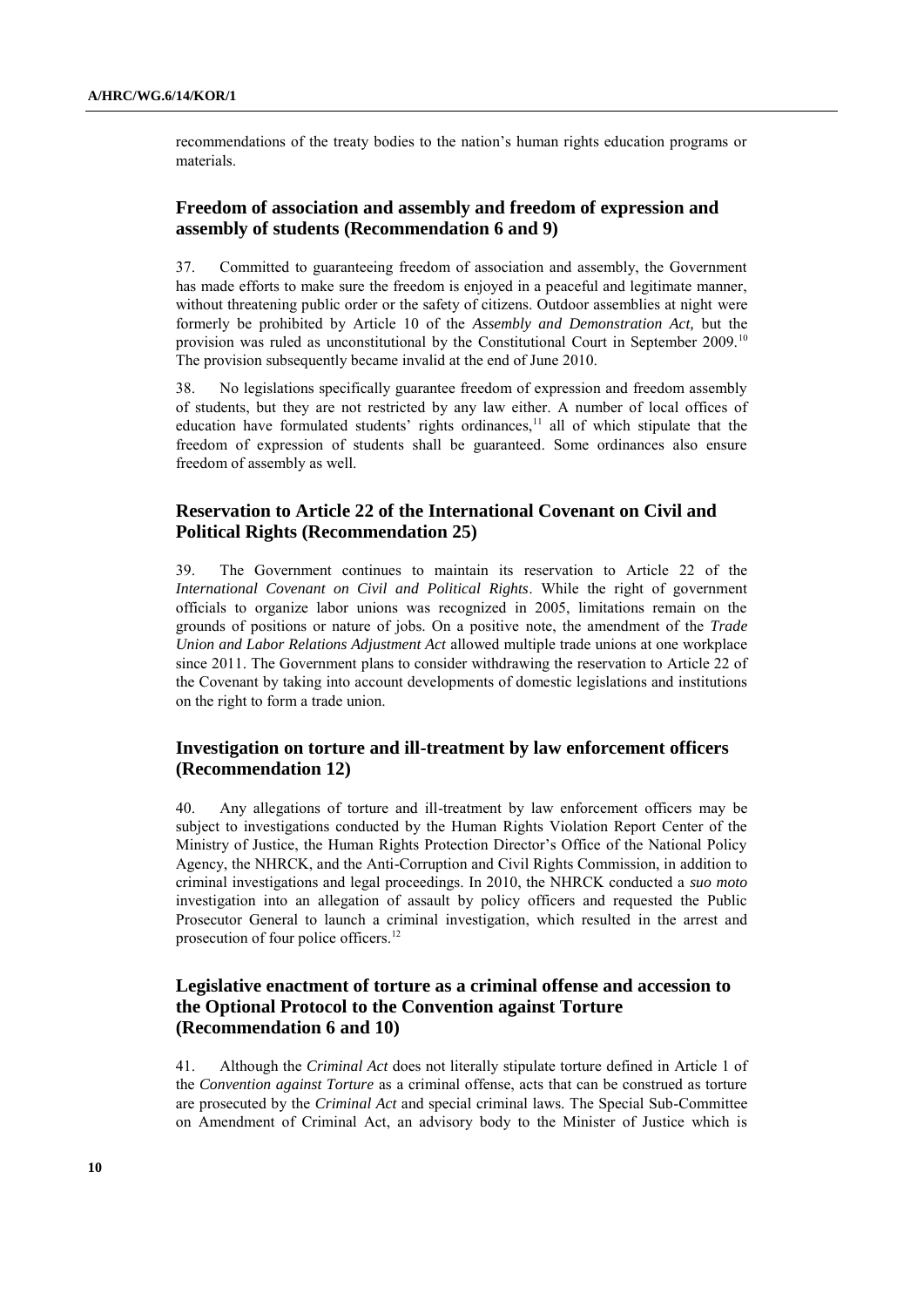recommendations of the treaty bodies to the nation's human rights education programs or materials.

### Freedom of association and assembly and freedom of expression and assembly of students (Recommendation 6 and 9)

37. Committed to guaranteeing freedom of association and assembly, the Government has made efforts to make sure the freedom is enjoyed in a peaceful and legitimate manner, without threatening public order or the safety of citizens. Outdoor assemblies at night were formerly be prohibited by Article 10 of the *Assembly and Demonstration Act,* but the provision was ruled as unconstitutional by the Constitutional Court in September 2009.[10] The provision subsequently became invalid at the end of June 2010.

38. No legislations specifically guarantee freedom of expression and freedom assembly of students, but they are not restricted by any law either. A number of local offices of education have formulated students' rights ordinances,[11] all of which stipulate that the freedom of expression of students shall be guaranteed. Some ordinances also ensure freedom of assembly as well.

### Reservation to Article 22 of the International Covenant on Civil and Political Rights (Recommendation 25)

39. The Government continues to maintain its reservation to Article 22 of the *International Covenant on Civil and Political Rights*. While the right of government officials to organize labor unions was recognized in 2005, limitations remain on the grounds of positions or nature of jobs. On a positive note, the amendment of the *Trade Union and Labor Relations Adjustment Act* allowed multiple trade unions at one workplace since 2011. The Government plans to consider withdrawing the reservation to Article 22 of the Covenant by taking into account developments of domestic legislations and institutions on the right to form a trade union.

### Investigation on torture and ill-treatment by law enforcement officers (Recommendation 12)

40. Any allegations of torture and ill-treatment by law enforcement officers may be subject to investigations conducted by the Human Rights Violation Report Center of the Ministry of Justice, the Human Rights Protection Director's Office of the National Policy Agency, the NHRCK, and the Anti-Corruption and Civil Rights Commission, in addition to criminal investigations and legal proceedings. In 2010, the NHRCK conducted a *suo moto* investigation into an allegation of assault by policy officers and requested the Public Prosecutor General to launch a criminal investigation, which resulted in the arrest and prosecution of four police officers.[12]

### Legislative enactment of torture as a criminal offense and accession to the Optional Protocol to the Convention against Torture (Recommendation 6 and 10)

41. Although the *Criminal Act* does not literally stipulate torture defined in Article 1 of the *Convention against Torture* as a criminal offense, acts that can be construed as torture are prosecuted by the *Criminal Act* and special criminal laws. The Special Sub-Committee on Amendment of Criminal Act, an advisory body to the Minister of Justice which is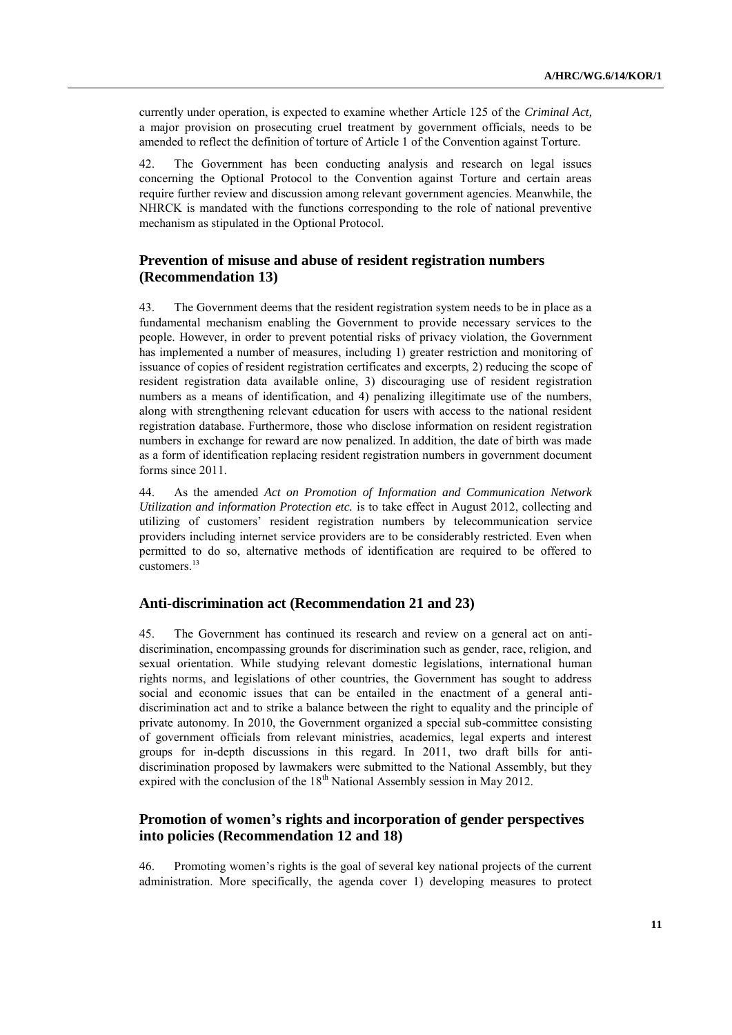currently under operation, is expected to examine whether Article 125 of the *Criminal Act,* a major provision on prosecuting cruel treatment by government officials, needs to be amended to reflect the definition of torture of Article 1 of the Convention against Torture.

42. The Government has been conducting analysis and research on legal issues concerning the Optional Protocol to the Convention against Torture and certain areas require further review and discussion among relevant government agencies. Meanwhile, the NHRCK is mandated with the functions corresponding to the role of national preventive mechanism as stipulated in the Optional Protocol.

## Prevention of misuse and abuse of resident registration numbers (Recommendation 13)

43. The Government deems that the resident registration system needs to be in place as a fundamental mechanism enabling the Government to provide necessary services to the people. However, in order to prevent potential risks of privacy violation, the Government has implemented a number of measures, including 1) greater restriction and monitoring of issuance of copies of resident registration certificates and excerpts, 2) reducing the scope of resident registration data available online, 3) discouraging use of resident registration numbers as a means of identification, and 4) penalizing illegitimate use of the numbers, along with strengthening relevant education for users with access to the national resident registration database. Furthermore, those who disclose information on resident registration numbers in exchange for reward are now penalized. In addition, the date of birth was made as a form of identification replacing resident registration numbers in government document forms since 2011.

44. As the amended *Act on Promotion of Information and Communication Network Utilization and information Protection etc.* is to take effect in August 2012, collecting and utilizing of customers' resident registration numbers by telecommunication service providers including internet service providers are to be considerably restricted. Even when permitted to do so, alternative methods of identification are required to be offered to customers.[13]

## Anti-discrimination act (Recommendation 21 and 23)

45. The Government has continued its research and review on a general act on anti-discrimination, encompassing grounds for discrimination such as gender, race, religion, and sexual orientation. While studying relevant domestic legislations, international human rights norms, and legislations of other countries, the Government has sought to address social and economic issues that can be entailed in the enactment of a general anti-discrimination act and to strike a balance between the right to equality and the principle of private autonomy. In 2010, the Government organized a special sub-committee consisting of government officials from relevant ministries, academics, legal experts and interest groups for in-depth discussions in this regard. In 2011, two draft bills for anti-discrimination proposed by lawmakers were submitted to the National Assembly, but they expired with the conclusion of the 18th National Assembly session in May 2012.

## Promotion of women's rights and incorporation of gender perspectives into policies (Recommendation 12 and 18)

46. Promoting women's rights is the goal of several key national projects of the current administration. More specifically, the agenda cover 1) developing measures to protect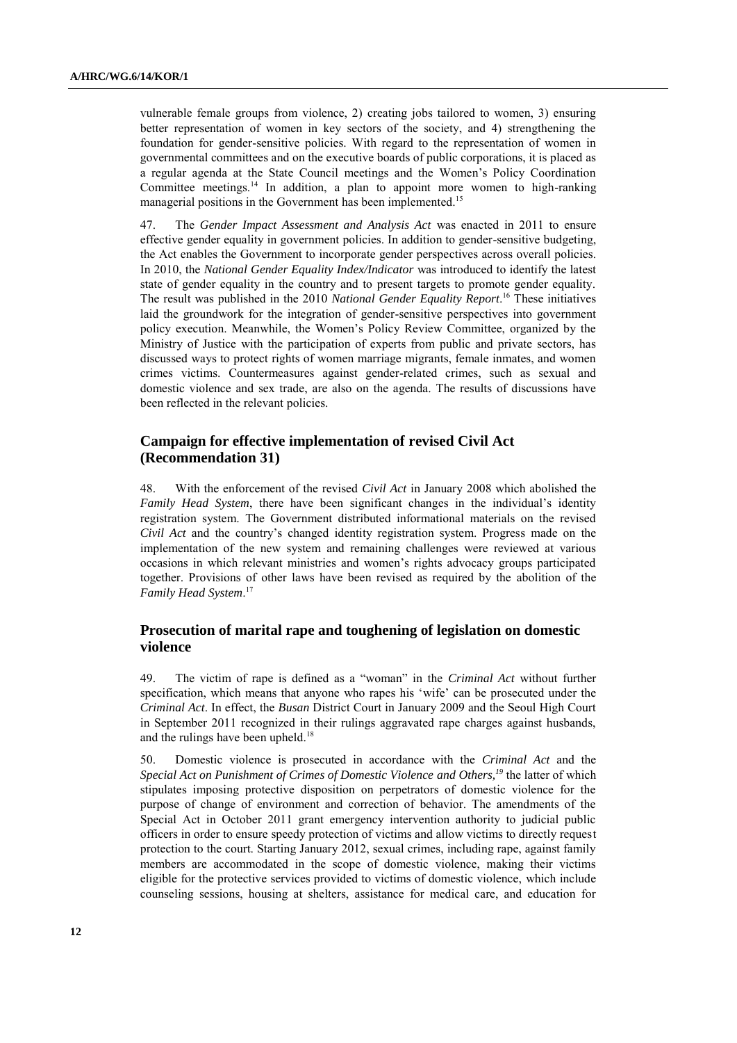vulnerable female groups from violence, 2) creating jobs tailored to women, 3) ensuring better representation of women in key sectors of the society, and 4) strengthening the foundation for gender-sensitive policies. With regard to the representation of women in governmental committees and on the executive boards of public corporations, it is placed as a regular agenda at the State Council meetings and the Women's Policy Coordination Committee meetings.[14] In addition, a plan to appoint more women to high-ranking managerial positions in the Government has been implemented.[15]

47. The *Gender Impact Assessment and Analysis Act* was enacted in 2011 to ensure effective gender equality in government policies. In addition to gender-sensitive budgeting, the Act enables the Government to incorporate gender perspectives across overall policies. In 2010, the *National Gender Equality Index/Indicator* was introduced to identify the latest state of gender equality in the country and to present targets to promote gender equality. The result was published in the 2010 *National Gender Equality Report*.[16] These initiatives laid the groundwork for the integration of gender-sensitive perspectives into government policy execution. Meanwhile, the Women's Policy Review Committee, organized by the Ministry of Justice with the participation of experts from public and private sectors, has discussed ways to protect rights of women marriage migrants, female inmates, and women crimes victims. Countermeasures against gender-related crimes, such as sexual and domestic violence and sex trade, are also on the agenda. The results of discussions have been reflected in the relevant policies.

## Campaign for effective implementation of revised Civil Act (Recommendation 31)

48. With the enforcement of the revised *Civil Act* in January 2008 which abolished the *Family Head System*, there have been significant changes in the individual's identity registration system. The Government distributed informational materials on the revised *Civil Act* and the country's changed identity registration system. Progress made on the implementation of the new system and remaining challenges were reviewed at various occasions in which relevant ministries and women's rights advocacy groups participated together. Provisions of other laws have been revised as required by the abolition of the *Family Head System*.[17]

## Prosecution of marital rape and toughening of legislation on domestic violence

49. The victim of rape is defined as a "woman" in the *Criminal Act* without further specification, which means that anyone who rapes his 'wife' can be prosecuted under the *Criminal Act*. In effect, the *Busan* District Court in January 2009 and the Seoul High Court in September 2011 recognized in their rulings aggravated rape charges against husbands, and the rulings have been upheld.[18]

50. Domestic violence is prosecuted in accordance with the *Criminal Act* and the *Special Act on Punishment of Crimes of Domestic Violence and Others,*[19] the latter of which stipulates imposing protective disposition on perpetrators of domestic violence for the purpose of change of environment and correction of behavior. The amendments of the Special Act in October 2011 grant emergency intervention authority to judicial public officers in order to ensure speedy protection of victims and allow victims to directly request protection to the court. Starting January 2012, sexual crimes, including rape, against family members are accommodated in the scope of domestic violence, making their victims eligible for the protective services provided to victims of domestic violence, which include counseling sessions, housing at shelters, assistance for medical care, and education for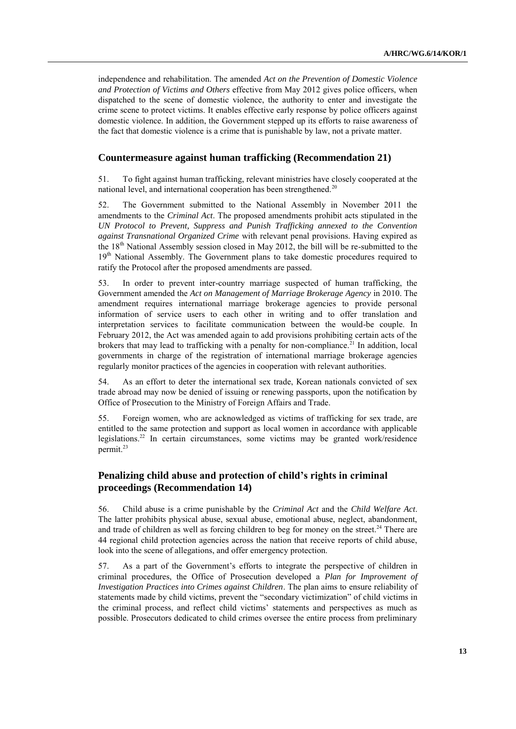independence and rehabilitation. The amended *Act on the Prevention of Domestic Violence and Protection of Victims and Others* effective from May 2012 gives police officers, when dispatched to the scene of domestic violence, the authority to enter and investigate the crime scene to protect victims. It enables effective early response by police officers against domestic violence. In addition, the Government stepped up its efforts to raise awareness of the fact that domestic violence is a crime that is punishable by law, not a private matter.

## Countermeasure against human trafficking (Recommendation 21)

51. To fight against human trafficking, relevant ministries have closely cooperated at the national level, and international cooperation has been strengthened.[20]

52. The Government submitted to the National Assembly in November 2011 the amendments to the *Criminal Act*. The proposed amendments prohibit acts stipulated in the *UN Protocol to Prevent, Suppress and Punish Trafficking annexed to the Convention against Transnational Organized Crime* with relevant penal provisions. Having expired as the 18th National Assembly session closed in May 2012, the bill will be re-submitted to the 19th National Assembly. The Government plans to take domestic procedures required to ratify the Protocol after the proposed amendments are passed.

53. In order to prevent inter-country marriage suspected of human trafficking, the Government amended the *Act on Management of Marriage Brokerage Agency* in 2010. The amendment requires international marriage brokerage agencies to provide personal information of service users to each other in writing and to offer translation and interpretation services to facilitate communication between the would-be couple. In February 2012, the Act was amended again to add provisions prohibiting certain acts of the brokers that may lead to trafficking with a penalty for non-compliance.[21] In addition, local governments in charge of the registration of international marriage brokerage agencies regularly monitor practices of the agencies in cooperation with relevant authorities.

54. As an effort to deter the international sex trade, Korean nationals convicted of sex trade abroad may now be denied of issuing or renewing passports, upon the notification by Office of Prosecution to the Ministry of Foreign Affairs and Trade.

55. Foreign women, who are acknowledged as victims of trafficking for sex trade, are entitled to the same protection and support as local women in accordance with applicable legislations.[22] In certain circumstances, some victims may be granted work/residence permit.[23]

## Penalizing child abuse and protection of child's rights in criminal proceedings (Recommendation 14)

56. Child abuse is a crime punishable by the *Criminal Act* and the *Child Welfare Act*. The latter prohibits physical abuse, sexual abuse, emotional abuse, neglect, abandonment, and trade of children as well as forcing children to beg for money on the street.[24] There are 44 regional child protection agencies across the nation that receive reports of child abuse, look into the scene of allegations, and offer emergency protection.

57. As a part of the Government's efforts to integrate the perspective of children in criminal procedures, the Office of Prosecution developed a *Plan for Improvement of Investigation Practices into Crimes against Children*. The plan aims to ensure reliability of statements made by child victims, prevent the "secondary victimization" of child victims in the criminal process, and reflect child victims' statements and perspectives as much as possible. Prosecutors dedicated to child crimes oversee the entire process from preliminary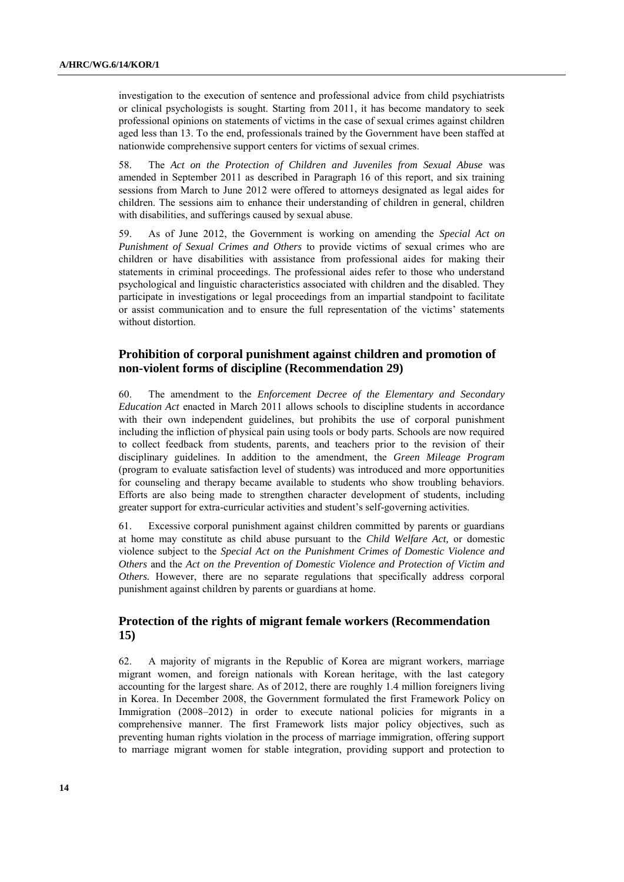investigation to the execution of sentence and professional advice from child psychiatrists or clinical psychologists is sought. Starting from 2011, it has become mandatory to seek professional opinions on statements of victims in the case of sexual crimes against children aged less than 13. To the end, professionals trained by the Government have been staffed at nationwide comprehensive support centers for victims of sexual crimes.

58. The *Act on the Protection of Children and Juveniles from Sexual Abuse* was amended in September 2011 as described in Paragraph 16 of this report, and six training sessions from March to June 2012 were offered to attorneys designated as legal aides for children. The sessions aim to enhance their understanding of children in general, children with disabilities, and sufferings caused by sexual abuse.

59. As of June 2012, the Government is working on amending the *Special Act on Punishment of Sexual Crimes and Others* to provide victims of sexual crimes who are children or have disabilities with assistance from professional aides for making their statements in criminal proceedings. The professional aides refer to those who understand psychological and linguistic characteristics associated with children and the disabled. They participate in investigations or legal proceedings from an impartial standpoint to facilitate or assist communication and to ensure the full representation of the victims' statements without distortion.

### Prohibition of corporal punishment against children and promotion of non-violent forms of discipline (Recommendation 29)

60. The amendment to the *Enforcement Decree of the Elementary and Secondary Education Act* enacted in March 2011 allows schools to discipline students in accordance with their own independent guidelines, but prohibits the use of corporal punishment including the infliction of physical pain using tools or body parts. Schools are now required to collect feedback from students, parents, and teachers prior to the revision of their disciplinary guidelines. In addition to the amendment, the *Green Mileage Program* (program to evaluate satisfaction level of students) was introduced and more opportunities for counseling and therapy became available to students who show troubling behaviors. Efforts are also being made to strengthen character development of students, including greater support for extra-curricular activities and student's self-governing activities.

61. Excessive corporal punishment against children committed by parents or guardians at home may constitute as child abuse pursuant to the *Child Welfare Act,* or domestic violence subject to the *Special Act on the Punishment Crimes of Domestic Violence and Others* and the *Act on the Prevention of Domestic Violence and Protection of Victim and Others.* However, there are no separate regulations that specifically address corporal punishment against children by parents or guardians at home.

### Protection of the rights of migrant female workers (Recommendation 15)

62. A majority of migrants in the Republic of Korea are migrant workers, marriage migrant women, and foreign nationals with Korean heritage, with the last category accounting for the largest share. As of 2012, there are roughly 1.4 million foreigners living in Korea. In December 2008, the Government formulated the first Framework Policy on Immigration (2008–2012) in order to execute national policies for migrants in a comprehensive manner. The first Framework lists major policy objectives, such as preventing human rights violation in the process of marriage immigration, offering support to marriage migrant women for stable integration, providing support and protection to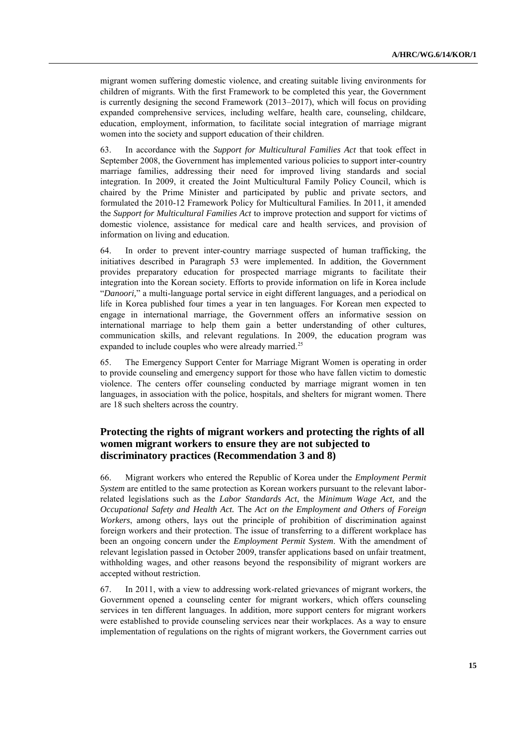migrant women suffering domestic violence, and creating suitable living environments for children of migrants. With the first Framework to be completed this year, the Government is currently designing the second Framework (2013–2017), which will focus on providing expanded comprehensive services, including welfare, health care, counseling, childcare, education, employment, information, to facilitate social integration of marriage migrant women into the society and support education of their children.

63. In accordance with the *Support for Multicultural Families Act* that took effect in September 2008, the Government has implemented various policies to support inter-country marriage families, addressing their need for improved living standards and social integration. In 2009, it created the Joint Multicultural Family Policy Council, which is chaired by the Prime Minister and participated by public and private sectors, and formulated the 2010-12 Framework Policy for Multicultural Families. In 2011, it amended the *Support for Multicultural Families Act* to improve protection and support for victims of domestic violence, assistance for medical care and health services, and provision of information on living and education.

64. In order to prevent inter-country marriage suspected of human trafficking, the initiatives described in Paragraph 53 were implemented. In addition, the Government provides preparatory education for prospected marriage migrants to facilitate their integration into the Korean society. Efforts to provide information on life in Korea include "*Danoori,*" a multi-language portal service in eight different languages, and a periodical on life in Korea published four times a year in ten languages. For Korean men expected to engage in international marriage, the Government offers an informative session on international marriage to help them gain a better understanding of other cultures, communication skills, and relevant regulations. In 2009, the education program was expanded to include couples who were already married.[25]

65. The Emergency Support Center for Marriage Migrant Women is operating in order to provide counseling and emergency support for those who have fallen victim to domestic violence. The centers offer counseling conducted by marriage migrant women in ten languages, in association with the police, hospitals, and shelters for migrant women. There are 18 such shelters across the country.

## Protecting the rights of migrant workers and protecting the rights of all women migrant workers to ensure they are not subjected to discriminatory practices (Recommendation 3 and 8)

66. Migrant workers who entered the Republic of Korea under the *Employment Permit System* are entitled to the same protection as Korean workers pursuant to the relevant labor-related legislations such as the *Labor Standards Act*, the *Minimum Wage Act,* and the *Occupational Safety and Health Act.* The *Act on the Employment and Others of Foreign Workers*, among others, lays out the principle of prohibition of discrimination against foreign workers and their protection. The issue of transferring to a different workplace has been an ongoing concern under the *Employment Permit System*. With the amendment of relevant legislation passed in October 2009, transfer applications based on unfair treatment, withholding wages, and other reasons beyond the responsibility of migrant workers are accepted without restriction.

67. In 2011, with a view to addressing work-related grievances of migrant workers, the Government opened a counseling center for migrant workers, which offers counseling services in ten different languages. In addition, more support centers for migrant workers were established to provide counseling services near their workplaces. As a way to ensure implementation of regulations on the rights of migrant workers, the Government carries out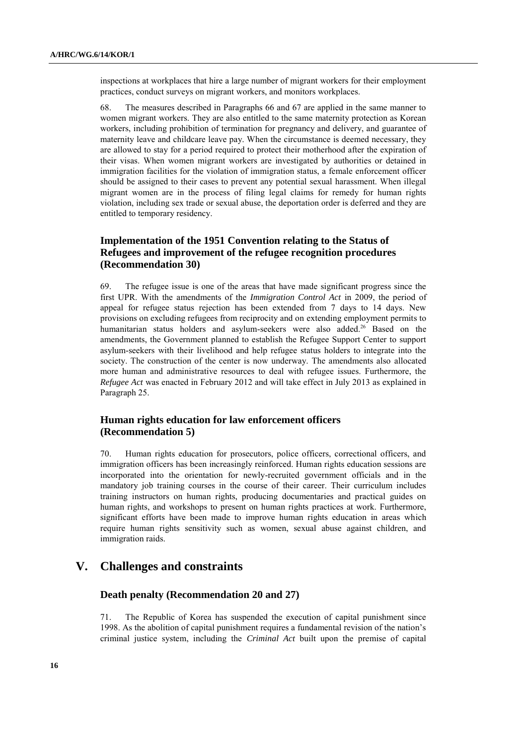inspections at workplaces that hire a large number of migrant workers for their employment practices, conduct surveys on migrant workers, and monitors workplaces.

68. The measures described in Paragraphs 66 and 67 are applied in the same manner to women migrant workers. They are also entitled to the same maternity protection as Korean workers, including prohibition of termination for pregnancy and delivery, and guarantee of maternity leave and childcare leave pay. When the circumstance is deemed necessary, they are allowed to stay for a period required to protect their motherhood after the expiration of their visas. When women migrant workers are investigated by authorities or detained in immigration facilities for the violation of immigration status, a female enforcement officer should be assigned to their cases to prevent any potential sexual harassment. When illegal migrant women are in the process of filing legal claims for remedy for human rights violation, including sex trade or sexual abuse, the deportation order is deferred and they are entitled to temporary residency.

### Implementation of the 1951 Convention relating to the Status of Refugees and improvement of the refugee recognition procedures (Recommendation 30)

69. The refugee issue is one of the areas that have made significant progress since the first UPR. With the amendments of the *Immigration Control Act* in 2009, the period of appeal for refugee status rejection has been extended from 7 days to 14 days. New provisions on excluding refugees from reciprocity and on extending employment permits to humanitarian status holders and asylum-seekers were also added.[26] Based on the amendments, the Government planned to establish the Refugee Support Center to support asylum-seekers with their livelihood and help refugee status holders to integrate into the society. The construction of the center is now underway. The amendments also allocated more human and administrative resources to deal with refugee issues. Furthermore, the *Refugee Act* was enacted in February 2012 and will take effect in July 2013 as explained in Paragraph 25.

### Human rights education for law enforcement officers (Recommendation 5)

70. Human rights education for prosecutors, police officers, correctional officers, and immigration officers has been increasingly reinforced. Human rights education sessions are incorporated into the orientation for newly-recruited government officials and in the mandatory job training courses in the course of their career. Their curriculum includes training instructors on human rights, producing documentaries and practical guides on human rights, and workshops to present on human rights practices at work. Furthermore, significant efforts have been made to improve human rights education in areas which require human rights sensitivity such as women, sexual abuse against children, and immigration raids.

## V. Challenges and constraints

### Death penalty (Recommendation 20 and 27)

71. The Republic of Korea has suspended the execution of capital punishment since 1998. As the abolition of capital punishment requires a fundamental revision of the nation's criminal justice system, including the *Criminal Act* built upon the premise of capital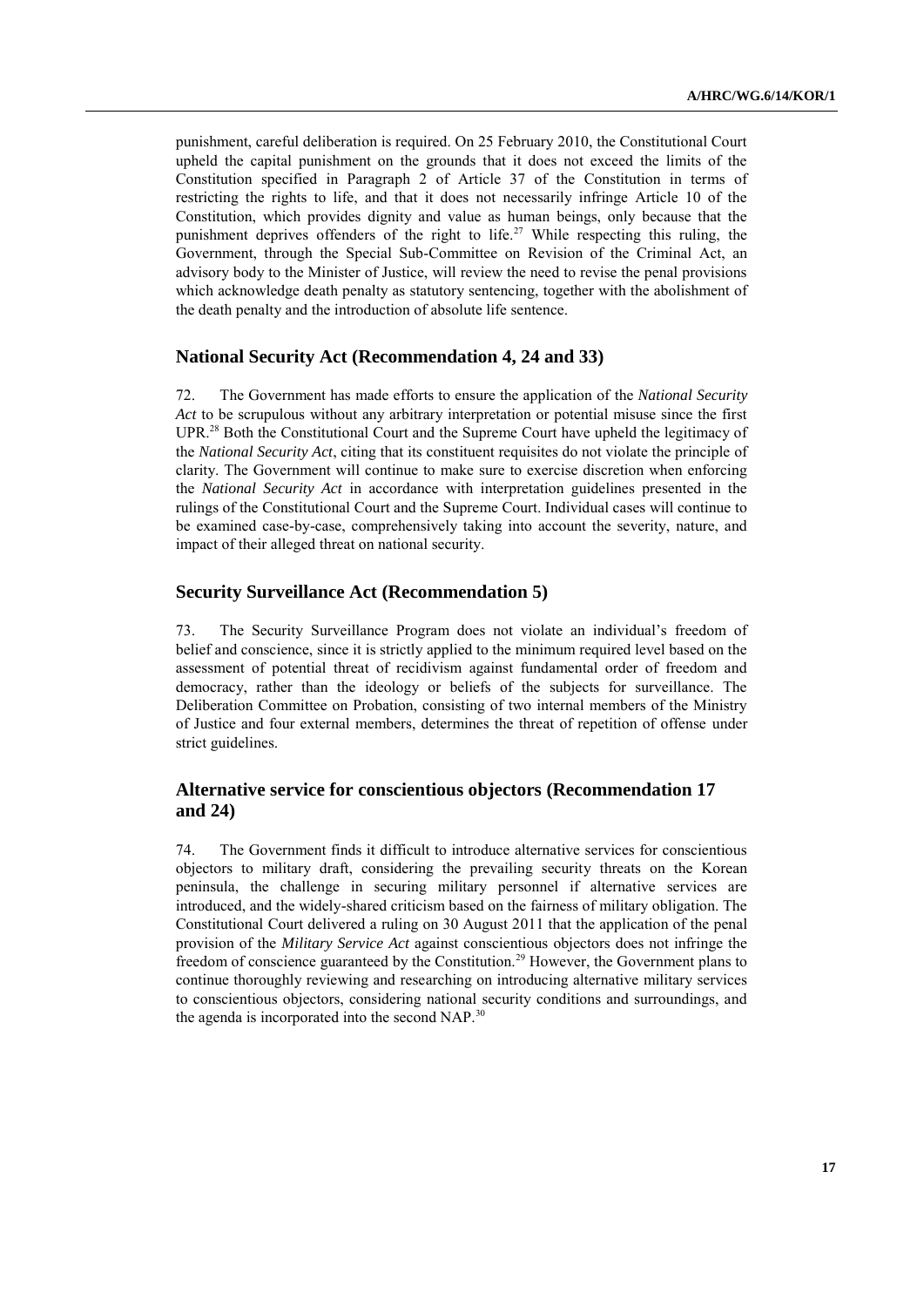punishment, careful deliberation is required. On 25 February 2010, the Constitutional Court upheld the capital punishment on the grounds that it does not exceed the limits of the Constitution specified in Paragraph 2 of Article 37 of the Constitution in terms of restricting the rights to life, and that it does not necessarily infringe Article 10 of the Constitution, which provides dignity and value as human beings, only because that the punishment deprives offenders of the right to life.[27] While respecting this ruling, the Government, through the Special Sub-Committee on Revision of the Criminal Act, an advisory body to the Minister of Justice, will review the need to revise the penal provisions which acknowledge death penalty as statutory sentencing, together with the abolishment of the death penalty and the introduction of absolute life sentence.

## National Security Act (Recommendation 4, 24 and 33)

72. The Government has made efforts to ensure the application of the *National Security Act* to be scrupulous without any arbitrary interpretation or potential misuse since the first UPR.[28] Both the Constitutional Court and the Supreme Court have upheld the legitimacy of the *National Security Act*, citing that its constituent requisites do not violate the principle of clarity. The Government will continue to make sure to exercise discretion when enforcing the *National Security Act* in accordance with interpretation guidelines presented in the rulings of the Constitutional Court and the Supreme Court. Individual cases will continue to be examined case-by-case, comprehensively taking into account the severity, nature, and impact of their alleged threat on national security.

## Security Surveillance Act (Recommendation 5)

73. The Security Surveillance Program does not violate an individual's freedom of belief and conscience, since it is strictly applied to the minimum required level based on the assessment of potential threat of recidivism against fundamental order of freedom and democracy, rather than the ideology or beliefs of the subjects for surveillance. The Deliberation Committee on Probation, consisting of two internal members of the Ministry of Justice and four external members, determines the threat of repetition of offense under strict guidelines.

## Alternative service for conscientious objectors (Recommendation 17 and 24)

74. The Government finds it difficult to introduce alternative services for conscientious objectors to military draft, considering the prevailing security threats on the Korean peninsula, the challenge in securing military personnel if alternative services are introduced, and the widely-shared criticism based on the fairness of military obligation. The Constitutional Court delivered a ruling on 30 August 2011 that the application of the penal provision of the *Military Service Act* against conscientious objectors does not infringe the freedom of conscience guaranteed by the Constitution.[29] However, the Government plans to continue thoroughly reviewing and researching on introducing alternative military services to conscientious objectors, considering national security conditions and surroundings, and the agenda is incorporated into the second NAP.[30]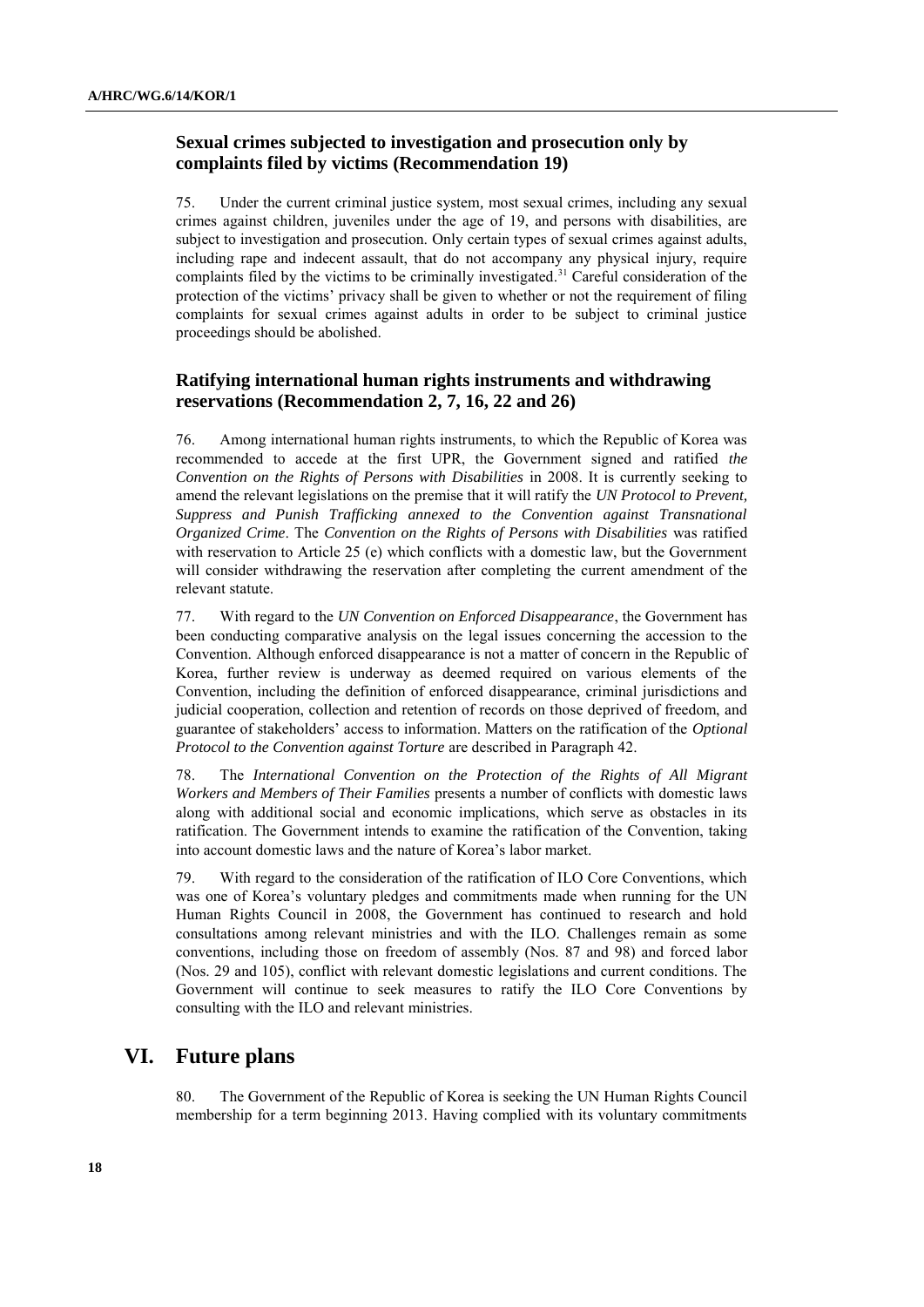### Sexual crimes subjected to investigation and prosecution only by complaints filed by victims (Recommendation 19)

75. Under the current criminal justice system, most sexual crimes, including any sexual crimes against children, juveniles under the age of 19, and persons with disabilities, are subject to investigation and prosecution. Only certain types of sexual crimes against adults, including rape and indecent assault, that do not accompany any physical injury, require complaints filed by the victims to be criminally investigated.[31] Careful consideration of the protection of the victims' privacy shall be given to whether or not the requirement of filing complaints for sexual crimes against adults in order to be subject to criminal justice proceedings should be abolished.

### Ratifying international human rights instruments and withdrawing reservations (Recommendation 2, 7, 16, 22 and 26)

76. Among international human rights instruments, to which the Republic of Korea was recommended to accede at the first UPR, the Government signed and ratified *the Convention on the Rights of Persons with Disabilities* in 2008. It is currently seeking to amend the relevant legislations on the premise that it will ratify the *UN Protocol to Prevent, Suppress and Punish Trafficking annexed to the Convention against Transnational Organized Crime*. The *Convention on the Rights of Persons with Disabilities* was ratified with reservation to Article 25 (e) which conflicts with a domestic law, but the Government will consider withdrawing the reservation after completing the current amendment of the relevant statute.

77. With regard to the *UN Convention on Enforced Disappearance*, the Government has been conducting comparative analysis on the legal issues concerning the accession to the Convention. Although enforced disappearance is not a matter of concern in the Republic of Korea, further review is underway as deemed required on various elements of the Convention, including the definition of enforced disappearance, criminal jurisdictions and judicial cooperation, collection and retention of records on those deprived of freedom, and guarantee of stakeholders' access to information. Matters on the ratification of the *Optional Protocol to the Convention against Torture* are described in Paragraph 42.

78. The *International Convention on the Protection of the Rights of All Migrant Workers and Members of Their Families* presents a number of conflicts with domestic laws along with additional social and economic implications, which serve as obstacles in its ratification. The Government intends to examine the ratification of the Convention, taking into account domestic laws and the nature of Korea's labor market.

79. With regard to the consideration of the ratification of ILO Core Conventions, which was one of Korea's voluntary pledges and commitments made when running for the UN Human Rights Council in 2008, the Government has continued to research and hold consultations among relevant ministries and with the ILO. Challenges remain as some conventions, including those on freedom of assembly (Nos. 87 and 98) and forced labor (Nos. 29 and 105), conflict with relevant domestic legislations and current conditions. The Government will continue to seek measures to ratify the ILO Core Conventions by consulting with the ILO and relevant ministries.

## VI. Future plans

80. The Government of the Republic of Korea is seeking the UN Human Rights Council membership for a term beginning 2013. Having complied with its voluntary commitments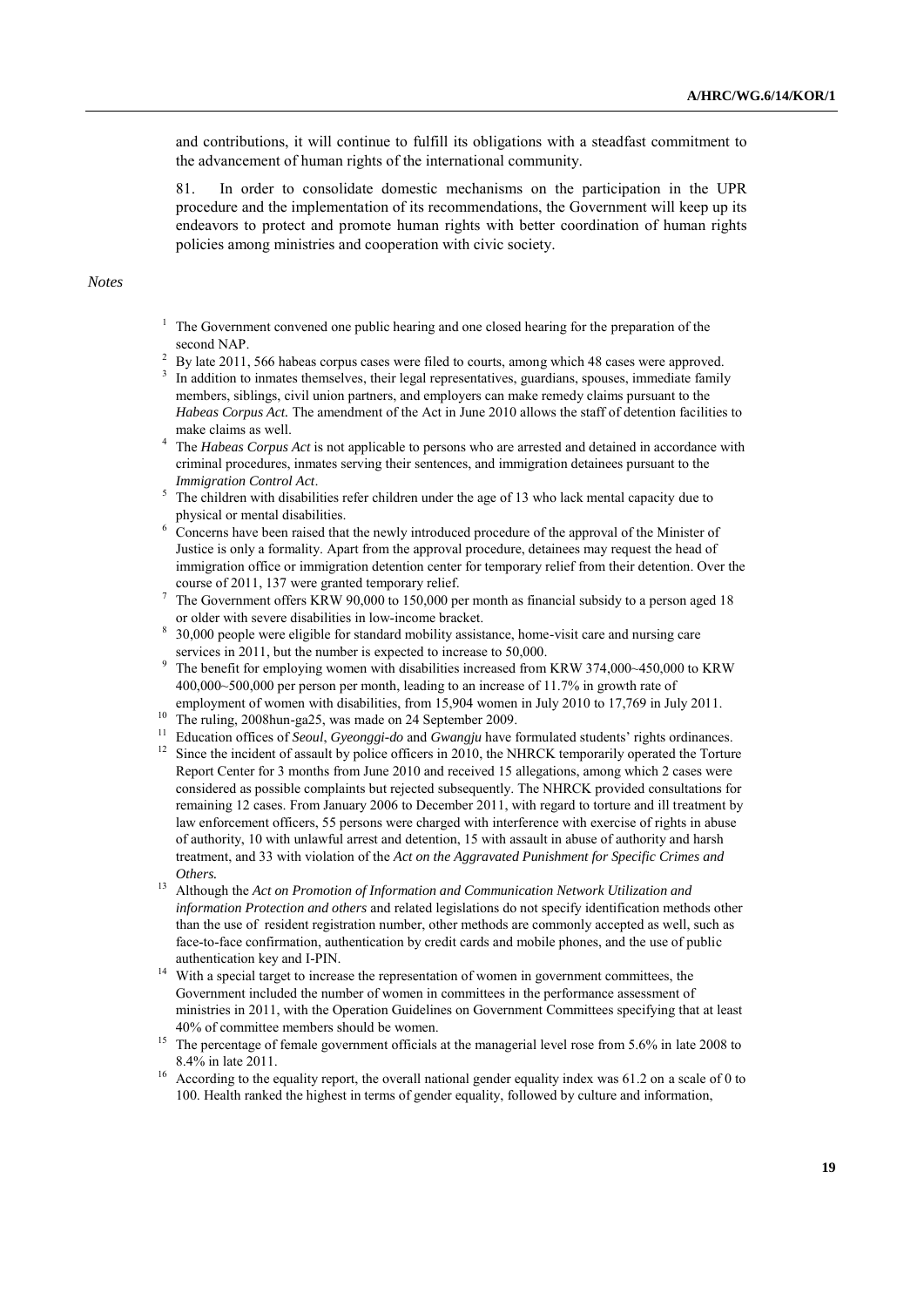and contributions, it will continue to fulfill its obligations with a steadfast commitment to the advancement of human rights of the international community.

81. In order to consolidate domestic mechanisms on the participation in the UPR procedure and the implementation of its recommendations, the Government will keep up its endeavors to protect and promote human rights with better coordination of human rights policies among ministries and cooperation with civic society.

*Notes*

[1] The Government convened one public hearing and one closed hearing for the preparation of the second NAP.

[2] By late 2011, 566 habeas corpus cases were filed to courts, among which 48 cases were approved.

[3] In addition to inmates themselves, their legal representatives, guardians, spouses, immediate family members, siblings, civil union partners, and employers can make remedy claims pursuant to the *Habeas Corpus Act.* The amendment of the Act in June 2010 allows the staff of detention facilities to make claims as well.

[4] The *Habeas Corpus Act* is not applicable to persons who are arrested and detained in accordance with criminal procedures, inmates serving their sentences, and immigration detainees pursuant to the *Immigration Control Act*.

[5] The children with disabilities refer children under the age of 13 who lack mental capacity due to physical or mental disabilities.

[6] Concerns have been raised that the newly introduced procedure of the approval of the Minister of Justice is only a formality. Apart from the approval procedure, detainees may request the head of immigration office or immigration detention center for temporary relief from their detention. Over the course of 2011, 137 were granted temporary relief.

[7] The Government offers KRW 90,000 to 150,000 per month as financial subsidy to a person aged 18 or older with severe disabilities in low-income bracket.

[8] 30,000 people were eligible for standard mobility assistance, home-visit care and nursing care services in 2011, but the number is expected to increase to 50,000.

[9] The benefit for employing women with disabilities increased from KRW 374,000~450,000 to KRW 400,000~500,000 per person per month, leading to an increase of 11.7% in growth rate of employment of women with disabilities, from 15,904 women in July 2010 to 17,769 in July 2011.

[10] The ruling, 2008hun-ga25, was made on 24 September 2009.

[11] Education offices of *Seoul*, *Gyeonggi-do* and *Gwangju* have formulated students' rights ordinances.

[12] Since the incident of assault by police officers in 2010, the NHRCK temporarily operated the Torture Report Center for 3 months from June 2010 and received 15 allegations, among which 2 cases were considered as possible complaints but rejected subsequently. The NHRCK provided consultations for remaining 12 cases. From January 2006 to December 2011, with regard to torture and ill treatment by law enforcement officers, 55 persons were charged with interference with exercise of rights in abuse of authority, 10 with unlawful arrest and detention, 15 with assault in abuse of authority and harsh treatment, and 33 with violation of the *Act on the Aggravated Punishment for Specific Crimes and Others.*

[13] Although the *Act on Promotion of Information and Communication Network Utilization and information Protection and others* and related legislations do not specify identification methods other than the use of resident registration number, other methods are commonly accepted as well, such as face-to-face confirmation, authentication by credit cards and mobile phones, and the use of public authentication key and I-PIN.

[14] With a special target to increase the representation of women in government committees, the Government included the number of women in committees in the performance assessment of ministries in 2011, with the Operation Guidelines on Government Committees specifying that at least 40% of committee members should be women.

[15] The percentage of female government officials at the managerial level rose from 5.6% in late 2008 to 8.4% in late 2011.

[16] According to the equality report, the overall national gender equality index was 61.2 on a scale of 0 to 100. Health ranked the highest in terms of gender equality, followed by culture and information,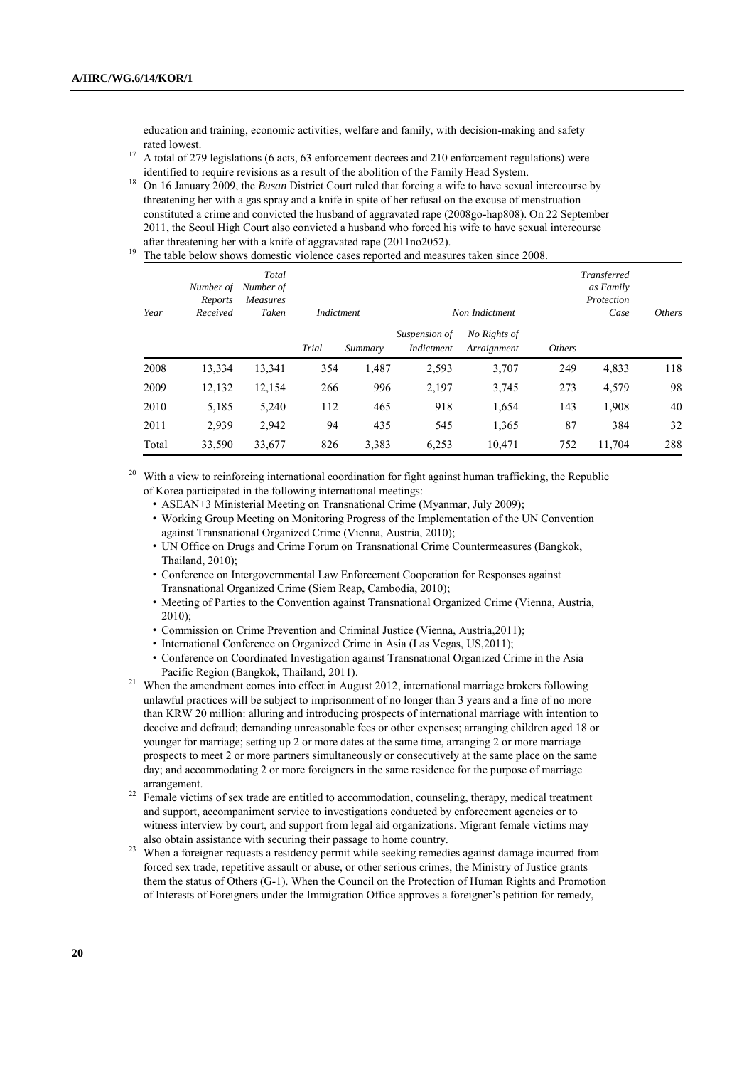education and training, economic activities, welfare and family, with decision-making and safety rated lowest.

[17] A total of 279 legislations (6 acts, 63 enforcement decrees and 210 enforcement regulations) were identified to require revisions as a result of the abolition of the Family Head System.

[18] On 16 January 2009, the *Busan* District Court ruled that forcing a wife to have sexual intercourse by threatening her with a gas spray and a knife in spite of her refusal on the excuse of menstruation constituted a crime and convicted the husband of aggravated rape (2008go-hap808). On 22 September 2011, the Seoul High Court also convicted a husband who forced his wife to have sexual intercourse after threatening her with a knife of aggravated rape (2011no2052).

[19] The table below shows domestic violence cases reported and measures taken since 2008.

| *Year* | *Number of Reports Received* | *Total Number of Measures Taken* | *Indictment* | | *Non Indictment* | | | *Transferred as Family Protection Case* | *Others* |
|---|---|---|---|---|---|---|---|---|---|
| | | | *Trial* | *Summary* | *Suspension of Indictment* | *No Rights of Arraignment* | *Others* | | |
| 2008 | 13,334 | 13,341 | 354 | 1,487 | 2,593 | 3,707 | 249 | 4,833 | 118 |
| 2009 | 12,132 | 12,154 | 266 | 996 | 2,197 | 3,745 | 273 | 4,579 | 98 |
| 2010 | 5,185 | 5,240 | 112 | 465 | 918 | 1,654 | 143 | 1,908 | 40 |
| 2011 | 2,939 | 2,942 | 94 | 435 | 545 | 1,365 | 87 | 384 | 32 |
| Total | 33,590 | 33,677 | 826 | 3,383 | 6,253 | 10,471 | 752 | 11,704 | 288 |

[20] With a view to reinforcing international coordination for fight against human trafficking, the Republic of Korea participated in the following international meetings:

- ASEAN+3 Ministerial Meeting on Transnational Crime (Myanmar, July 2009);
- Working Group Meeting on Monitoring Progress of the Implementation of the UN Convention against Transnational Organized Crime (Vienna, Austria, 2010);
- UN Office on Drugs and Crime Forum on Transnational Crime Countermeasures (Bangkok, Thailand, 2010);
- Conference on Intergovernmental Law Enforcement Cooperation for Responses against Transnational Organized Crime (Siem Reap, Cambodia, 2010);
- Meeting of Parties to the Convention against Transnational Organized Crime (Vienna, Austria, 2010);
- Commission on Crime Prevention and Criminal Justice (Vienna, Austria,2011);
- International Conference on Organized Crime in Asia (Las Vegas, US,2011);
- Conference on Coordinated Investigation against Transnational Organized Crime in the Asia Pacific Region (Bangkok, Thailand, 2011).

[21] When the amendment comes into effect in August 2012, international marriage brokers following unlawful practices will be subject to imprisonment of no longer than 3 years and a fine of no more than KRW 20 million: alluring and introducing prospects of international marriage with intention to deceive and defraud; demanding unreasonable fees or other expenses; arranging children aged 18 or younger for marriage; setting up 2 or more dates at the same time, arranging 2 or more marriage prospects to meet 2 or more partners simultaneously or consecutively at the same place on the same day; and accommodating 2 or more foreigners in the same residence for the purpose of marriage arrangement.

[22] Female victims of sex trade are entitled to accommodation, counseling, therapy, medical treatment and support, accompaniment service to investigations conducted by enforcement agencies or to witness interview by court, and support from legal aid organizations. Migrant female victims may also obtain assistance with securing their passage to home country.

[23] When a foreigner requests a residency permit while seeking remedies against damage incurred from forced sex trade, repetitive assault or abuse, or other serious crimes, the Ministry of Justice grants them the status of Others (G-1). When the Council on the Protection of Human Rights and Promotion of Interests of Foreigners under the Immigration Office approves a foreigner's petition for remedy,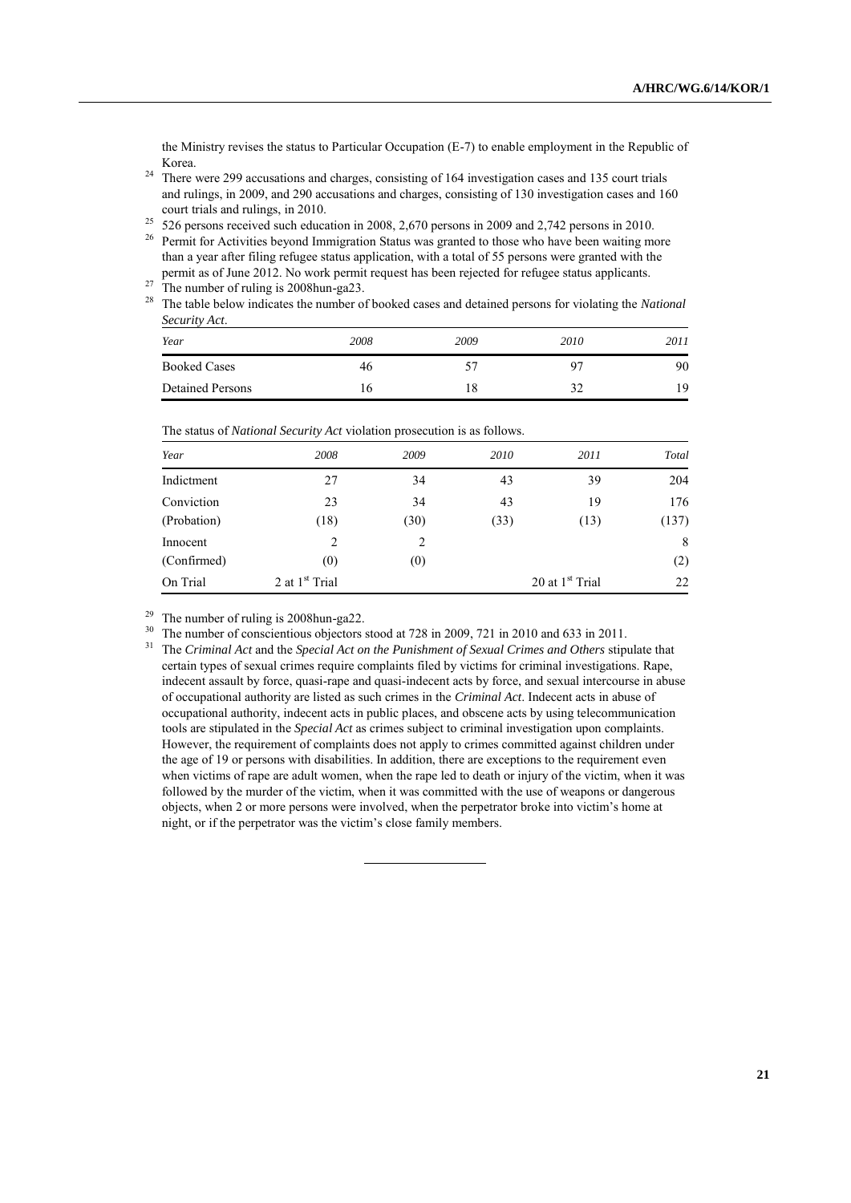the Ministry revises the status to Particular Occupation (E-7) to enable employment in the Republic of Korea.

[24] There were 299 accusations and charges, consisting of 164 investigation cases and 135 court trials and rulings, in 2009, and 290 accusations and charges, consisting of 130 investigation cases and 160 court trials and rulings, in 2010.

[25] 526 persons received such education in 2008, 2,670 persons in 2009 and 2,742 persons in 2010.

[26] Permit for Activities beyond Immigration Status was granted to those who have been waiting more than a year after filing refugee status application, with a total of 55 persons were granted with the permit as of June 2012. No work permit request has been rejected for refugee status applicants.

[27] The number of ruling is 2008hun-ga23.

[28] The table below indicates the number of booked cases and detained persons for violating the *National Security Act*.

| *Year* | *2008* | *2009* | *2010* | *2011* |
|---|---|---|---|---|
| Booked Cases | 46 | 57 | 97 | 90 |
| Detained Persons | 16 | 18 | 32 | 19 |

The status of *National Security Act* violation prosecution is as follows.

| *Year* | *2008* | *2009* | *2010* | *2011* | *Total* |
|---|---|---|---|---|---|
| Indictment | 27 | 34 | 43 | 39 | 204 |
| Conviction | 23 | 34 | 43 | 19 | 176 |
| (Probation) | (18) | (30) | (33) | (13) | (137) |
| Innocent | 2 | 2 | | | 8 |
| (Confirmed) | (0) | (0) | | | (2) |
| On Trial | 2 at 1st Trial | | | 20 at 1st Trial | 22 |

[29] The number of ruling is 2008hun-ga22.

[30] The number of conscientious objectors stood at 728 in 2009, 721 in 2010 and 633 in 2011.

[31] The *Criminal Act* and the *Special Act on the Punishment of Sexual Crimes and Others* stipulate that certain types of sexual crimes require complaints filed by victims for criminal investigations. Rape, indecent assault by force, quasi-rape and quasi-indecent acts by force, and sexual intercourse in abuse of occupational authority are listed as such crimes in the *Criminal Act*. Indecent acts in abuse of occupational authority, indecent acts in public places, and obscene acts by using telecommunication tools are stipulated in the *Special Act* as crimes subject to criminal investigation upon complaints. However, the requirement of complaints does not apply to crimes committed against children under the age of 19 or persons with disabilities. In addition, there are exceptions to the requirement even when victims of rape are adult women, when the rape led to death or injury of the victim, when it was followed by the murder of the victim, when it was committed with the use of weapons or dangerous objects, when 2 or more persons were involved, when the perpetrator broke into victim's home at night, or if the perpetrator was the victim's close family members.